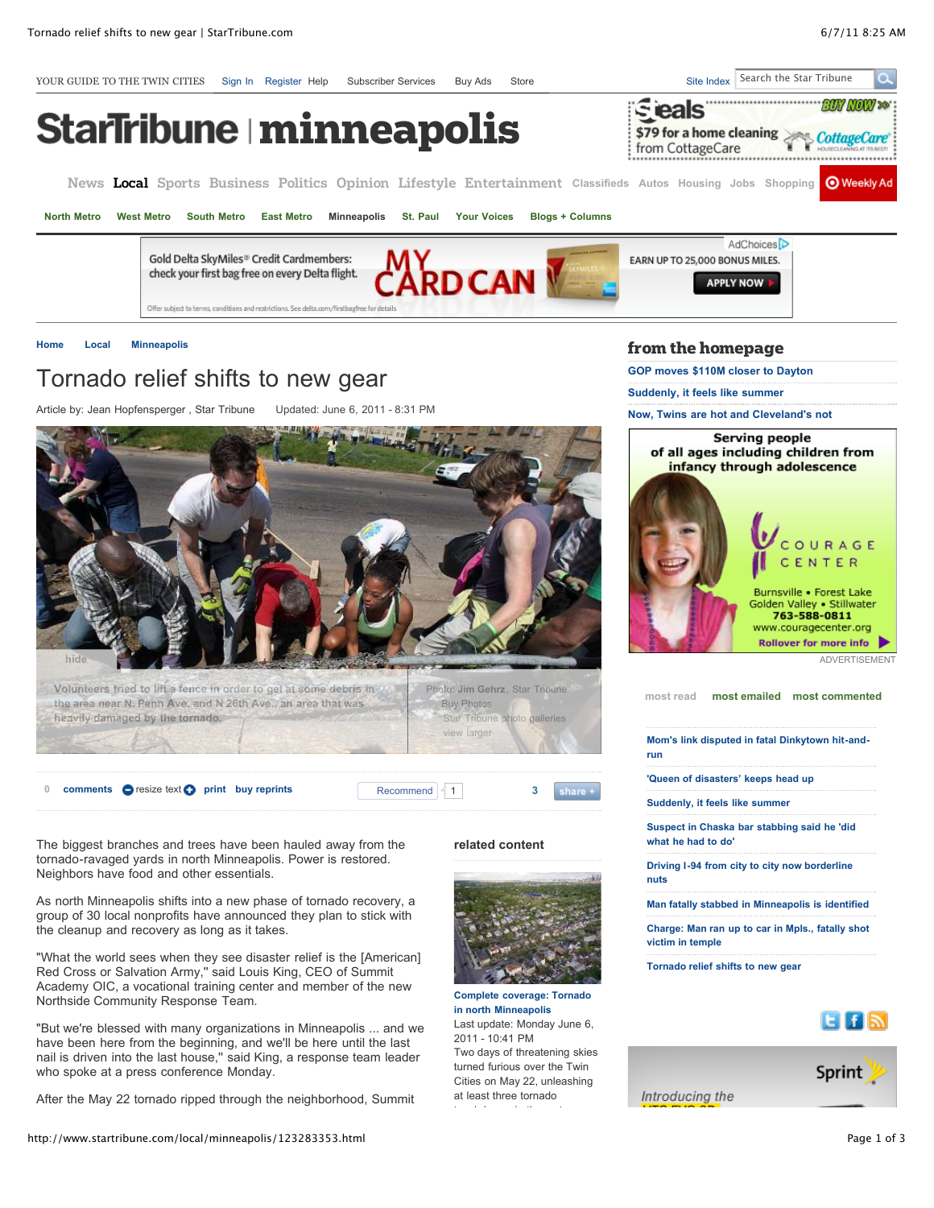YOUR GUIDE TO THE TWIN CITIES Sign In Register Help Subscriber Services Buy Ads Store Site Index

# StarTribune | minneapolis

News Local Sports Business Politics Opinion Lifestyle Entertainment Classifieds Autos Housing Jobs Shopping Weekly Ad

North Metro West Metro South Metro East Metro Minneapolis St. Paul Your Voices Blogs + Columns

Home Local Minneapolis

# Tornado relief shifts to new gear

Article by: Jean Hopfensperger , Star Tribune Updated: June 6, 2011 - 8:31 PM

Volunteers tried to lift a fence in order to get at some debris in the area near N. Penn Ave. and N 26th Ave., an area that was heavily damaged by the tornado.

Photo: Jim Gehrz, Star Tribune

0 comments resize text print buy reprints Recommend 1 3 share

The biggest branches and trees have been hauled away from the tornado-ravaged yards in north Minneapolis. Power is restored. Neighbors have food and other essentials.

As north Minneapolis shifts into a new phase of tornado recovery, a group of 30 local nonprofits have announced they plan to stick with the cleanup and recovery as long as it takes.

"What the world sees when they see disaster relief is the [American] Red Cross or Salvation Army," said Louis King, CEO of Summit Academy OIC, a vocational training center and member of the new Northside Community Response Team.

"But we're blessed with many organizations in Minneapolis ... and we have been here from the beginning, and we'll be here until the last nail is driven into the last house," said King, a response team leader who spoke at a press conference Monday.

After the May 22 tornado ripped through the neighborhood, Summit

## related content

**Complete coverage: Tornado in north Minneapolis**
Last update: Monday June 6, 2011 - 10:41 PM
Two days of threatening skies turned furious over the Twin Cities on May 22, unleashing at least three tornado

## from the homepage

- GOP moves $110M closer to Dayton
- Suddenly, it feels like summer
- Now, Twins are hot and Cleveland's not

most read | most emailed | most commented

- Mom's link disputed in fatal Dinkytown hit-and-run
- 'Queen of disasters' keeps head up
- Suddenly, it feels like summer
- Suspect in Chaska bar stabbing said he 'did what he had to do'
- Driving I-94 from city to city now borderline nuts
- Man fatally stabbed in Minneapolis is identified
- Charge: Man ran up to car in Mpls., fatally shot victim in temple
- Tornado relief shifts to new gear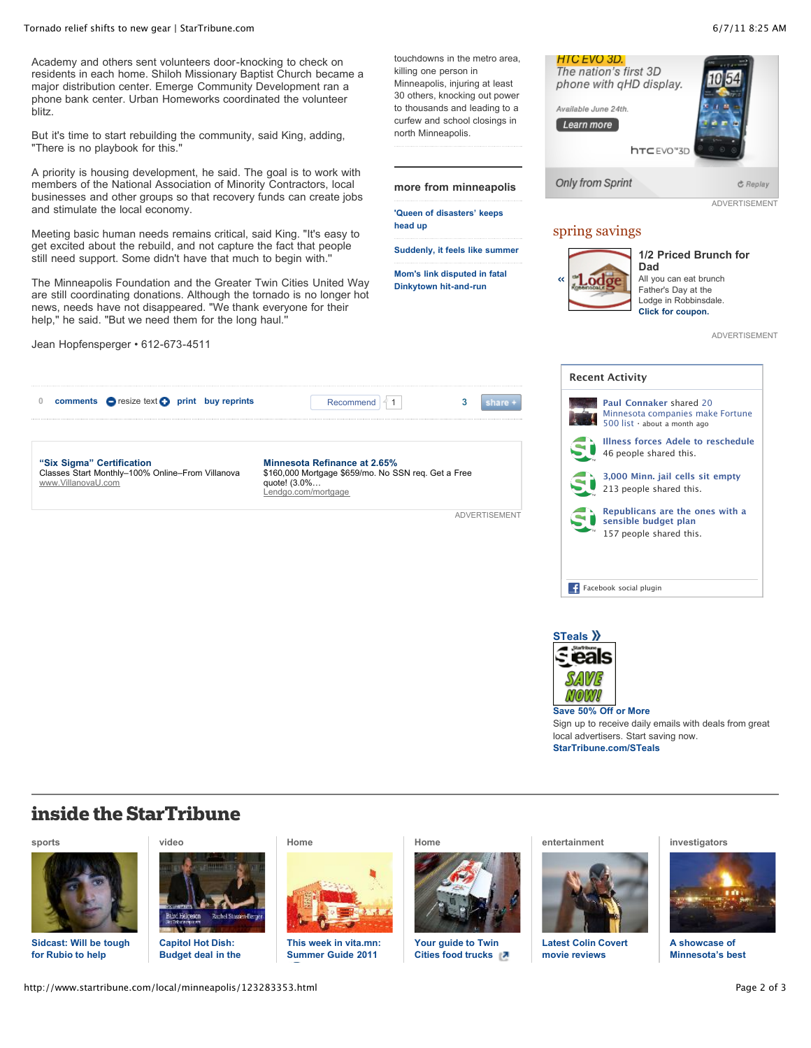Academy and others sent volunteers door-knocking to check on residents in each home. Shiloh Missionary Baptist Church became a major distribution center. Emerge Community Development ran a phone bank center. Urban Homeworks coordinated the volunteer blitz.

But it's time to start rebuilding the community, said King, adding, "There is no playbook for this."

A priority is housing development, he said. The goal is to work with members of the National Association of Minority Contractors, local businesses and other groups so that recovery funds can create jobs and stimulate the local economy.

Meeting basic human needs remains critical, said King. "It's easy to get excited about the rebuild, and not capture the fact that people still need support. Some didn't have that much to begin with."

The Minneapolis Foundation and the Greater Twin Cities United Way are still coordinating donations. Although the tornado is no longer hot news, needs have not disappeared. "We thank everyone for their help," he said. "But we need them for the long haul."

Jean Hopfensperger • 612-673-4511

touchdowns in the metro area, killing one person in Minneapolis, injuring at least 30 others, knocking out power to thousands and leading to a curfew and school closings in north Minneapolis.

## more from minneapolis

- 'Queen of disasters' keeps head up
- Suddenly, it feels like summer
- Mom's link disputed in fatal Dinkytown hit-and-run

0 comments resize text print buy reprints Recommend 1 3 share +

**"Six Sigma" Certification**
Classes Start Monthly–100% Online–From Villanova
www.VillanovaU.com

**Minnesota Refinance at 2.65%**
$160,000 Mortgage $659/mo. No SSN req. Get a Free quote! (3.0%…
Lendgo.com/mortgage

ADVERTISEMENT

HTC EVO 3D. The nation's first 3D phone with qHD display. Available June 24th. Learn more. Only from Sprint

ADVERTISEMENT

## spring savings

**1/2 Priced Brunch for Dad**
All you can eat brunch Father's Day at the Lodge in Robbinsdale.
**Click for coupon.**

ADVERTISEMENT

### Recent Activity

- Paul Connaker shared 20 Minnesota companies make Fortune 500 list · about a month ago
- Illness forces Adele to reschedule — 46 people shared this.
- 3,000 Minn. jail cells sit empty — 213 people shared this.
- Republicans are the ones with a sensible budget plan — 157 people shared this.

Facebook social plugin

**STeals »**

**Save 50% Off or More**
Sign up to receive daily emails with deals from great local advertisers. Start saving now.
**StarTribune.com/STeals**

## inside the StarTribune

- sports: Sidcast: Will be tough for Rubio to help
- video: Capitol Hot Dish: Budget deal in the
- Home: This week in vita.mn: Summer Guide 2011
- Home: Your guide to Twin Cities food trucks
- entertainment: Latest Colin Covert movie reviews
- investigators: A showcase of Minnesota's best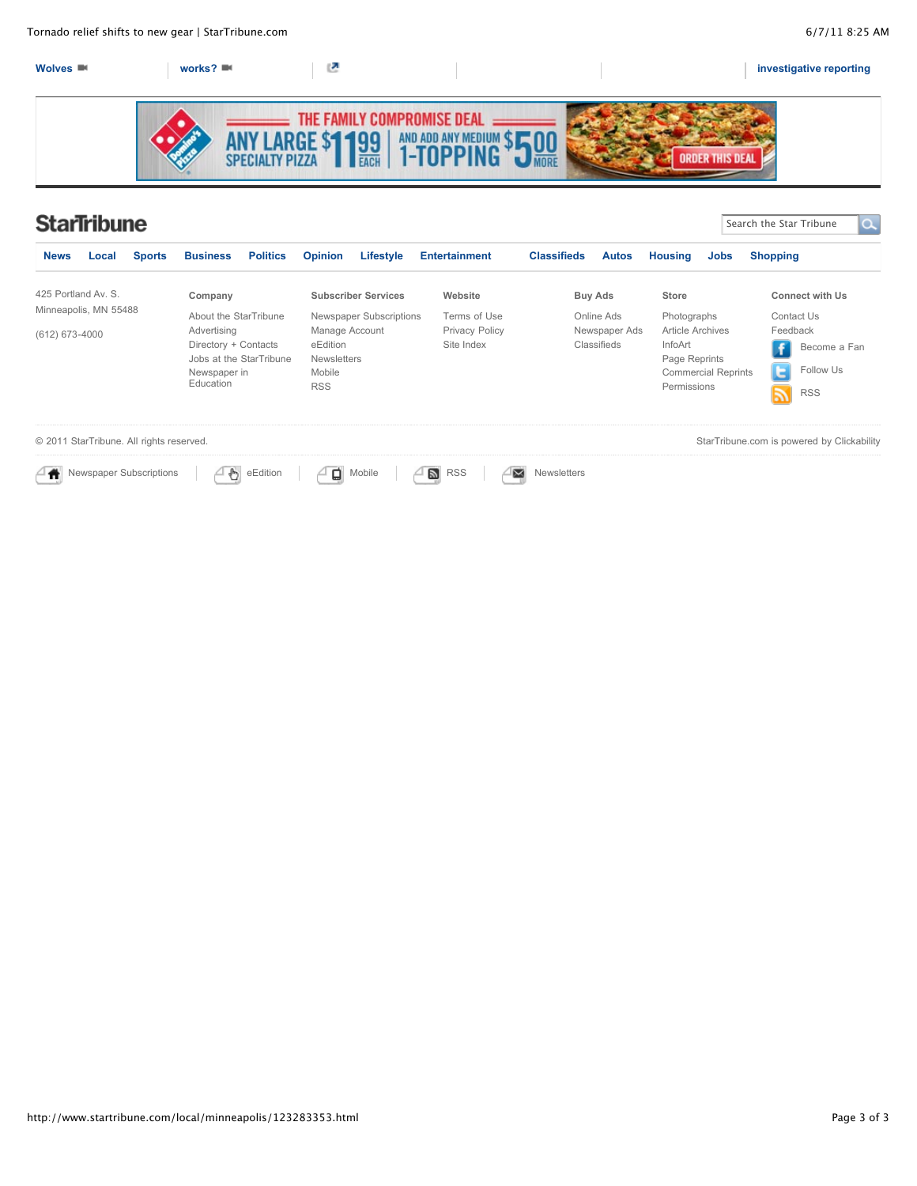Wolves | works? | | | | investigative reporting

THE FAMILY COMPROMISE DEAL ANY LARGE SPECIALTY PIZZA $11.99 EACH AND ADD ANY MEDIUM 1-TOPPING $5.00 MORE ORDER THIS DEAL

**StarTribune**

Search the Star Tribune

News | Local | Sports | Business | Politics | Opinion | Lifestyle | Entertainment | Classifieds | Autos | Housing | Jobs | Shopping

425 Portland Av. S.
Minneapolis, MN 55488

(612) 673-4000

**Company**

- About the StarTribune
- Advertising
- Directory + Contacts
- Jobs at the StarTribune
- Newspaper in Education

**Subscriber Services**

- Newspaper Subscriptions
- Manage Account
- eEdition
- Newsletters
- Mobile
- RSS

**Website**

- Terms of Use
- Privacy Policy
- Site Index

**Buy Ads**

- Online Ads
- Newspaper Ads
- Classifieds

**Store**

- Photographs
- Article Archives
- InfoArt
- Page Reprints
- Commercial Reprints
- Permissions

**Connect with Us**

- Contact Us
- Feedback
- Become a Fan
- Follow Us
- RSS

© 2011 StarTribune. All rights reserved.

StarTribune.com is powered by Clickability

Newspaper Subscriptions | eEdition | Mobile | RSS | Newsletters